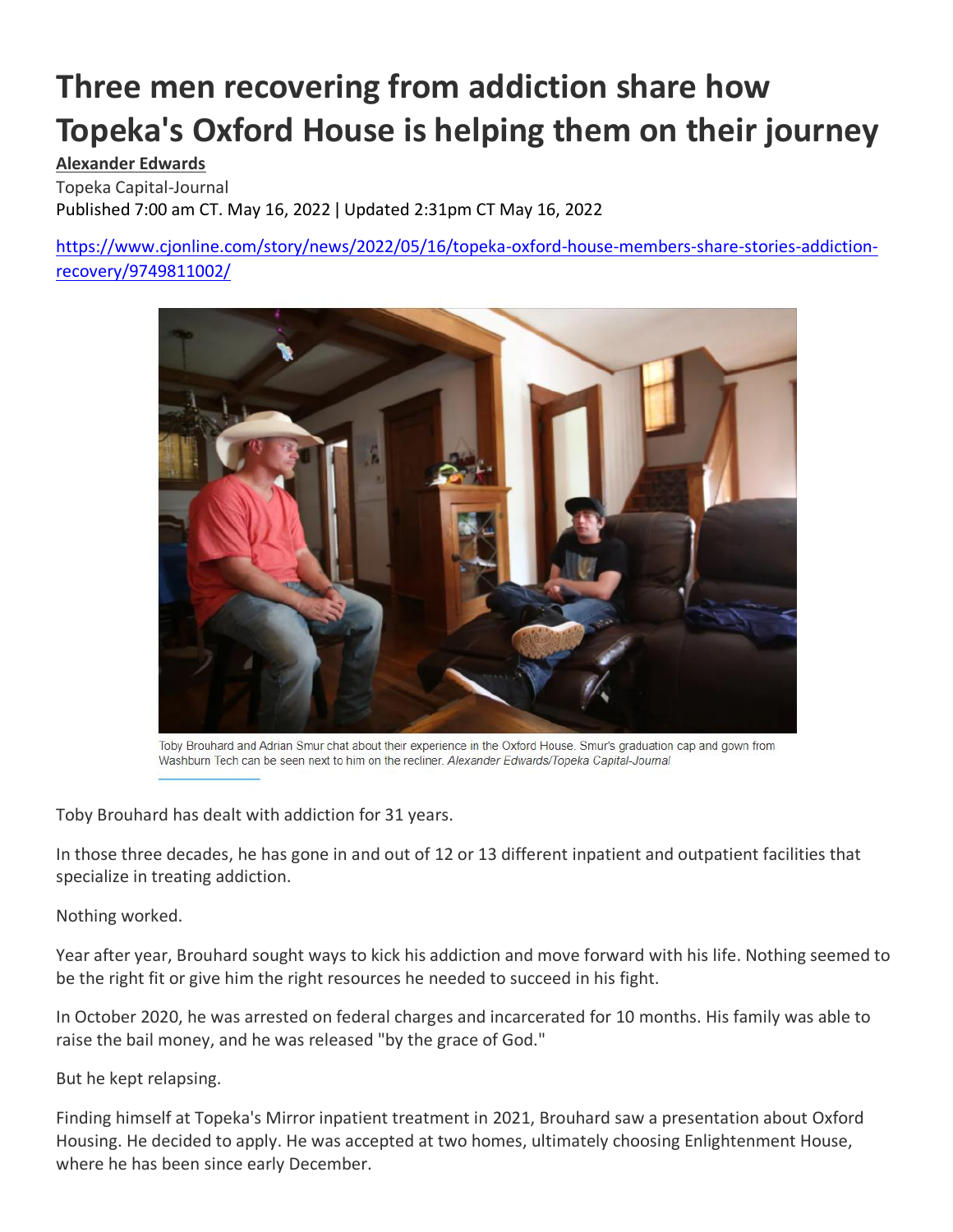# Three men recovering from addiction share how Topeka's Oxford House is helping them on their journey

**Alexander Edwards**

Topeka Capital-Journal

Published 7:00 am CT. May 16, 2022 | Updated 2:31pm CT May 16, 2022

https://www.cjonline.com/story/news/2022/05/16/topeka-oxford-house-members-share-stories-addiction-recovery/9749811002/

Toby Brouhard and Adrian Smur chat about their experience in the Oxford House. Smur's graduation cap and gown from Washburn Tech can be seen next to him on the recliner. *Alexander Edwards/Topeka Capital-Journal*

Toby Brouhard has dealt with addiction for 31 years.

In those three decades, he has gone in and out of 12 or 13 different inpatient and outpatient facilities that specialize in treating addiction.

Nothing worked.

Year after year, Brouhard sought ways to kick his addiction and move forward with his life. Nothing seemed to be the right fit or give him the right resources he needed to succeed in his fight.

In October 2020, he was arrested on federal charges and incarcerated for 10 months. His family was able to raise the bail money, and he was released "by the grace of God."

But he kept relapsing.

Finding himself at Topeka's Mirror inpatient treatment in 2021, Brouhard saw a presentation about Oxford Housing. He decided to apply. He was accepted at two homes, ultimately choosing Enlightenment House, where he has been since early December.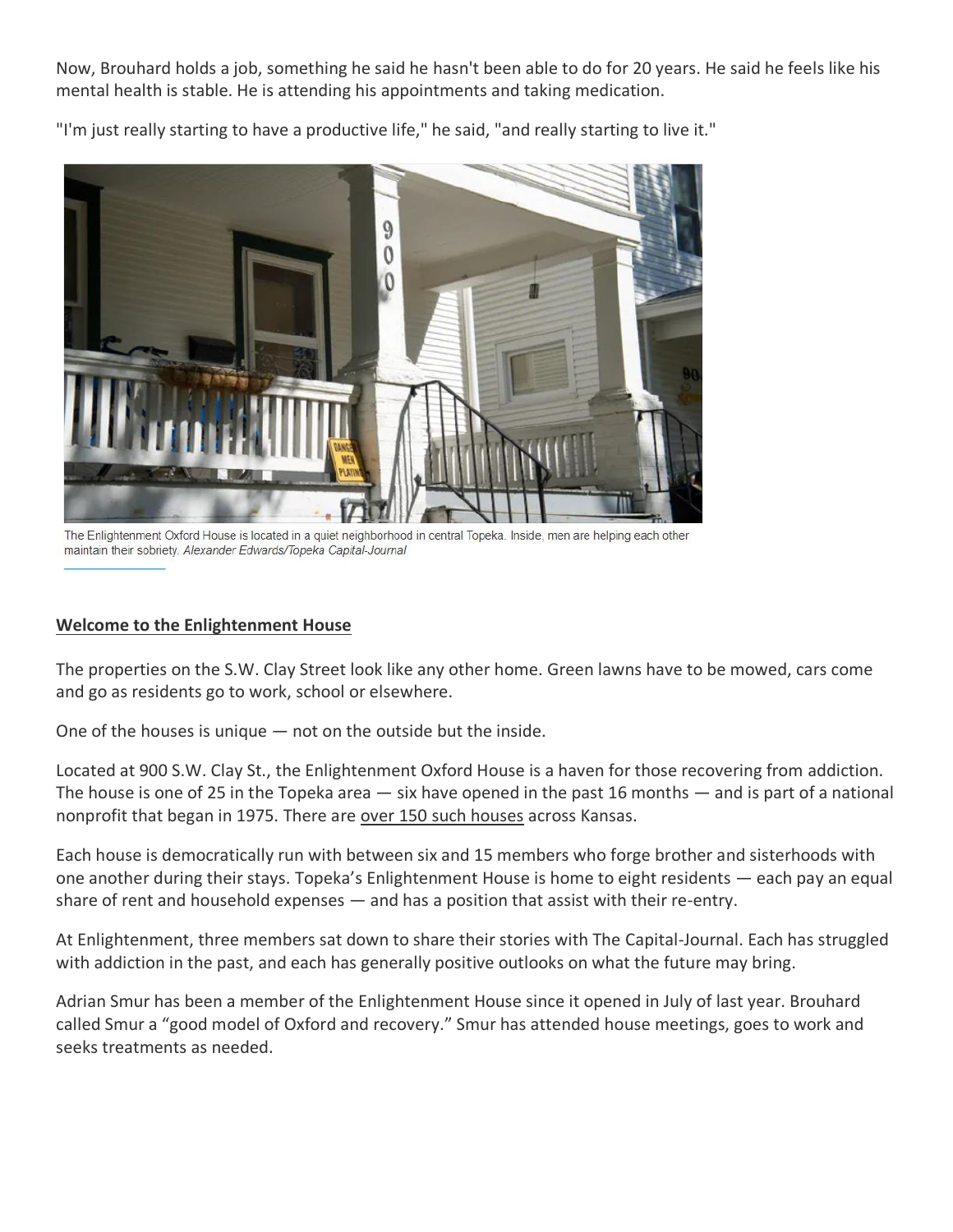Now, Brouhard holds a job, something he said he hasn't been able to do for 20 years. He said he feels like his mental health is stable. He is attending his appointments and taking medication.

"I'm just really starting to have a productive life," he said, "and really starting to live it."

The Enlightenment Oxford House is located in a quiet neighborhood in central Topeka. Inside, men are helping each other maintain their sobriety. *Alexander Edwards/Topeka Capital-Journal*

## Welcome to the Enlightenment House

The properties on the S.W. Clay Street look like any other home. Green lawns have to be mowed, cars come and go as residents go to work, school or elsewhere.

One of the houses is unique — not on the outside but the inside.

Located at 900 S.W. Clay St., the Enlightenment Oxford House is a haven for those recovering from addiction. The house is one of 25 in the Topeka area — six have opened in the past 16 months — and is part of a national nonprofit that began in 1975. There are over 150 such houses across Kansas.

Each house is democratically run with between six and 15 members who forge brother and sisterhoods with one another during their stays. Topeka's Enlightenment House is home to eight residents — each pay an equal share of rent and household expenses — and has a position that assist with their re-entry.

At Enlightenment, three members sat down to share their stories with The Capital-Journal. Each has struggled with addiction in the past, and each has generally positive outlooks on what the future may bring.

Adrian Smur has been a member of the Enlightenment House since it opened in July of last year. Brouhard called Smur a "good model of Oxford and recovery." Smur has attended house meetings, goes to work and seeks treatments as needed.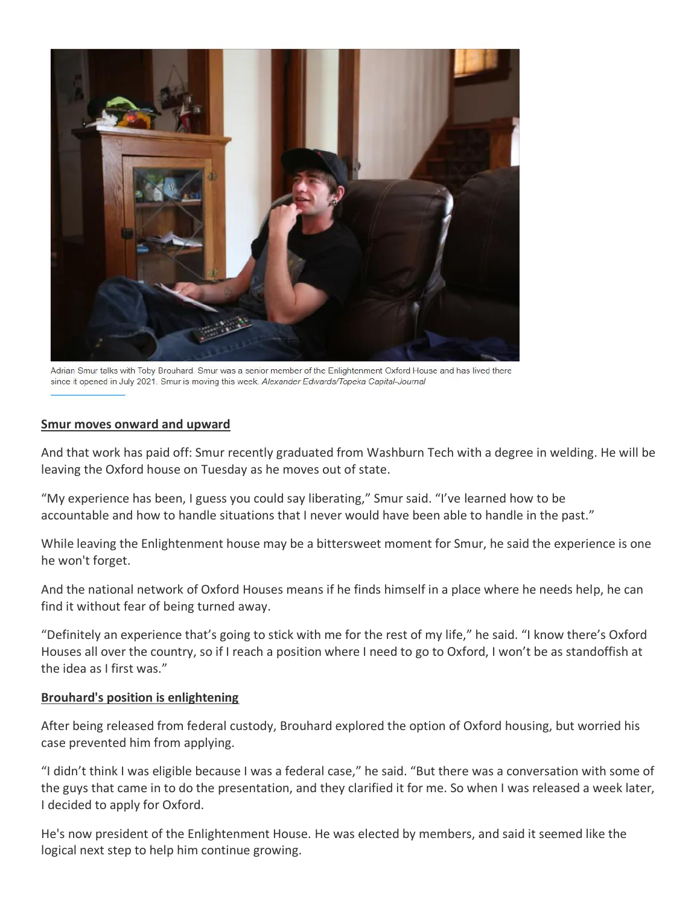Adrian Smur talks with Toby Brouhard. Smur was a senior member of the Enlightenment Oxford House and has lived there since it opened in July 2021. Smur is moving this week. *Alexander Edwards/Topeka Capital-Journal*

## Smur moves onward and upward

And that work has paid off: Smur recently graduated from Washburn Tech with a degree in welding. He will be leaving the Oxford house on Tuesday as he moves out of state.

"My experience has been, I guess you could say liberating," Smur said. "I've learned how to be accountable and how to handle situations that I never would have been able to handle in the past."

While leaving the Enlightenment house may be a bittersweet moment for Smur, he said the experience is one he won't forget.

And the national network of Oxford Houses means if he finds himself in a place where he needs help, he can find it without fear of being turned away.

"Definitely an experience that's going to stick with me for the rest of my life," he said. "I know there's Oxford Houses all over the country, so if I reach a position where I need to go to Oxford, I won't be as standoffish at the idea as I first was."

## Brouhard's position is enlightening

After being released from federal custody, Brouhard explored the option of Oxford housing, but worried his case prevented him from applying.

"I didn't think I was eligible because I was a federal case," he said. "But there was a conversation with some of the guys that came in to do the presentation, and they clarified it for me. So when I was released a week later, I decided to apply for Oxford.

He's now president of the Enlightenment House. He was elected by members, and said it seemed like the logical next step to help him continue growing.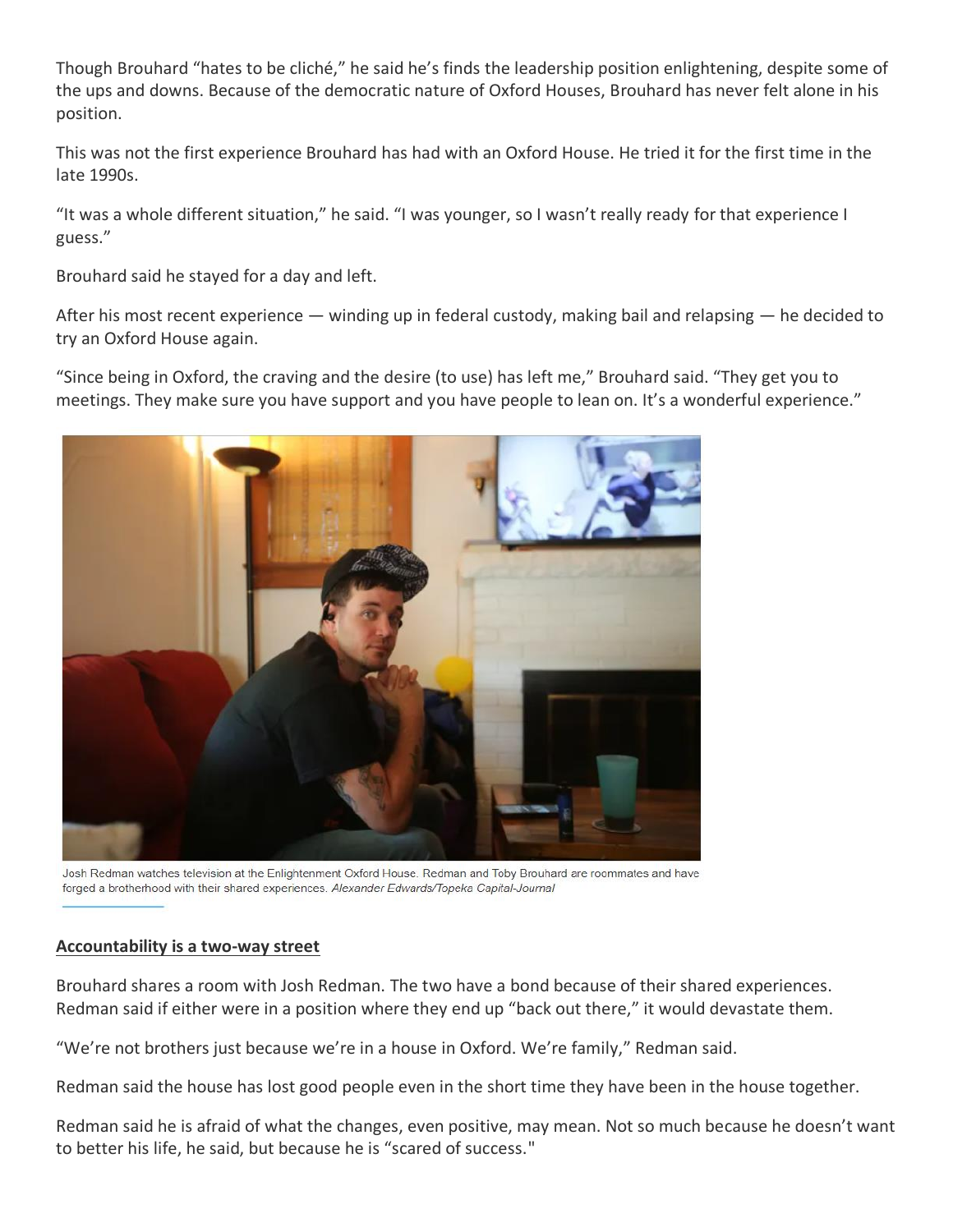Though Brouhard "hates to be cliché," he said he's finds the leadership position enlightening, despite some of the ups and downs. Because of the democratic nature of Oxford Houses, Brouhard has never felt alone in his position.

This was not the first experience Brouhard has had with an Oxford House. He tried it for the first time in the late 1990s.

"It was a whole different situation," he said. "I was younger, so I wasn't really ready for that experience I guess."

Brouhard said he stayed for a day and left.

After his most recent experience — winding up in federal custody, making bail and relapsing — he decided to try an Oxford House again.

"Since being in Oxford, the craving and the desire (to use) has left me," Brouhard said. "They get you to meetings. They make sure you have support and you have people to lean on. It's a wonderful experience."

Josh Redman watches television at the Enlightenment Oxford House. Redman and Toby Brouhard are roommates and have forged a brotherhood with their shared experiences. *Alexander Edwards/Topeka Capital-Journal*

## **Accountability is a two-way street**

Brouhard shares a room with Josh Redman. The two have a bond because of their shared experiences. Redman said if either were in a position where they end up "back out there," it would devastate them.

"We're not brothers just because we're in a house in Oxford. We're family," Redman said.

Redman said the house has lost good people even in the short time they have been in the house together.

Redman said he is afraid of what the changes, even positive, may mean. Not so much because he doesn't want to better his life, he said, but because he is "scared of success."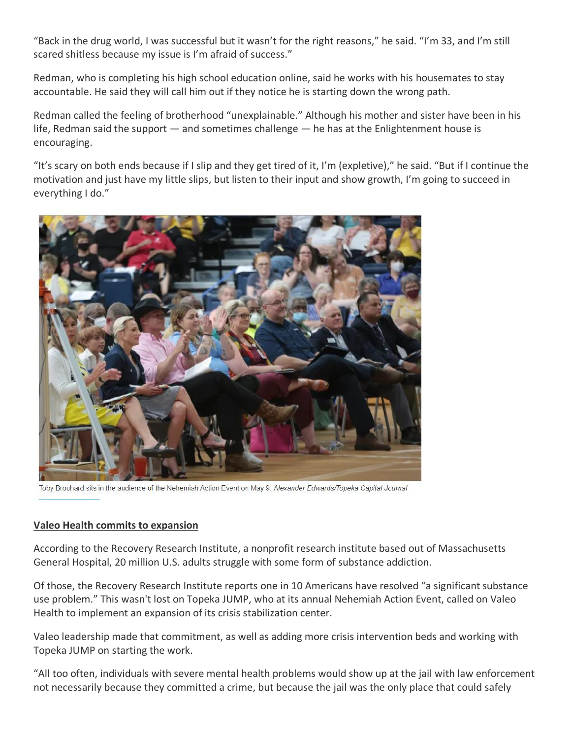"Back in the drug world, I was successful but it wasn't for the right reasons," he said. "I'm 33, and I'm still scared shitless because my issue is I'm afraid of success."

Redman, who is completing his high school education online, said he works with his housemates to stay accountable. He said they will call him out if they notice he is starting down the wrong path.

Redman called the feeling of brotherhood "unexplainable." Although his mother and sister have been in his life, Redman said the support — and sometimes challenge — he has at the Enlightenment house is encouraging.

"It's scary on both ends because if I slip and they get tired of it, I'm (expletive)," he said. "But if I continue the motivation and just have my little slips, but listen to their input and show growth, I'm going to succeed in everything I do."

Toby Brouhard sits in the audience of the Nehemiah Action Event on May 9. *Alexander Edwards/Topeka Capital-Journal*

**Valeo Health commits to expansion**

According to the Recovery Research Institute, a nonprofit research institute based out of Massachusetts General Hospital, 20 million U.S. adults struggle with some form of substance addiction.

Of those, the Recovery Research Institute reports one in 10 Americans have resolved "a significant substance use problem." This wasn't lost on Topeka JUMP, who at its annual Nehemiah Action Event, called on Valeo Health to implement an expansion of its crisis stabilization center.

Valeo leadership made that commitment, as well as adding more crisis intervention beds and working with Topeka JUMP on starting the work.

"All too often, individuals with severe mental health problems would show up at the jail with law enforcement not necessarily because they committed a crime, but because the jail was the only place that could safely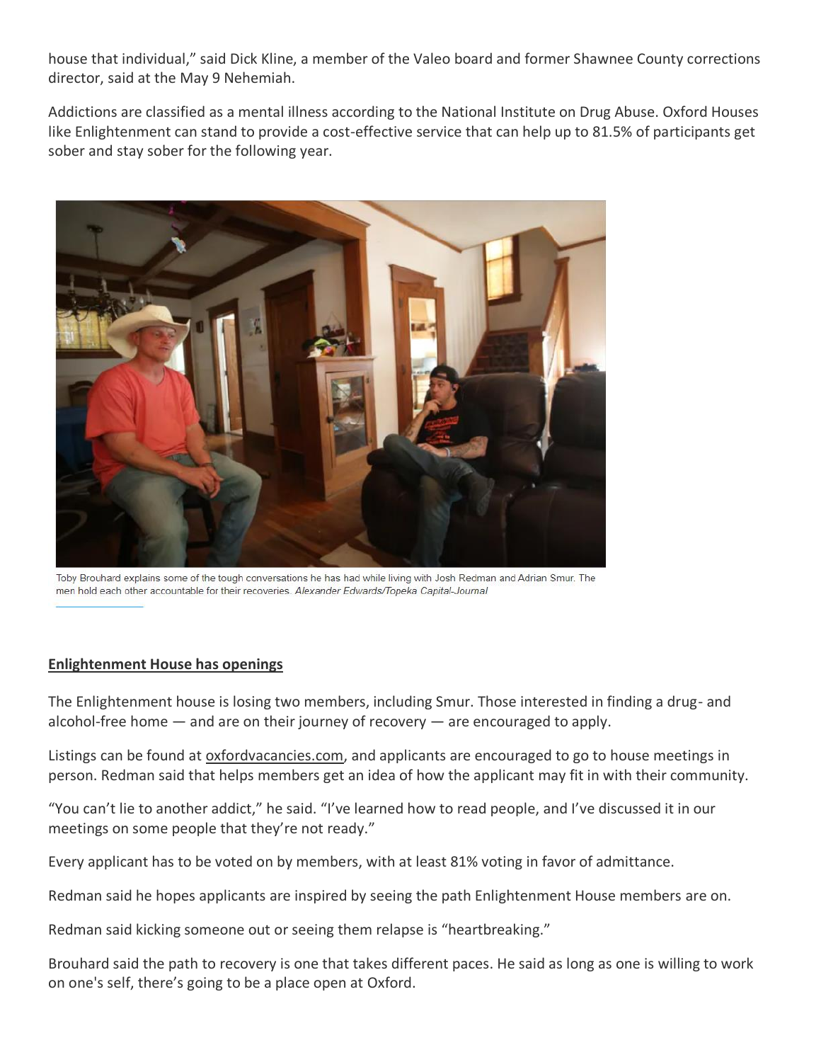house that individual," said Dick Kline, a member of the Valeo board and former Shawnee County corrections director, said at the May 9 Nehemiah.

Addictions are classified as a mental illness according to the National Institute on Drug Abuse. Oxford Houses like Enlightenment can stand to provide a cost-effective service that can help up to 81.5% of participants get sober and stay sober for the following year.

Toby Brouhard explains some of the tough conversations he has had while living with Josh Redman and Adrian Smur. The men hold each other accountable for their recoveries. *Alexander Edwards/Topeka Capital-Journal*

**Enlightenment House has openings**

The Enlightenment house is losing two members, including Smur. Those interested in finding a drug- and alcohol-free home — and are on their journey of recovery — are encouraged to apply.

Listings can be found at oxfordvacancies.com, and applicants are encouraged to go to house meetings in person. Redman said that helps members get an idea of how the applicant may fit in with their community.

"You can't lie to another addict," he said. "I've learned how to read people, and I've discussed it in our meetings on some people that they're not ready."

Every applicant has to be voted on by members, with at least 81% voting in favor of admittance.

Redman said he hopes applicants are inspired by seeing the path Enlightenment House members are on.

Redman said kicking someone out or seeing them relapse is "heartbreaking."

Brouhard said the path to recovery is one that takes different paces. He said as long as one is willing to work on one's self, there's going to be a place open at Oxford.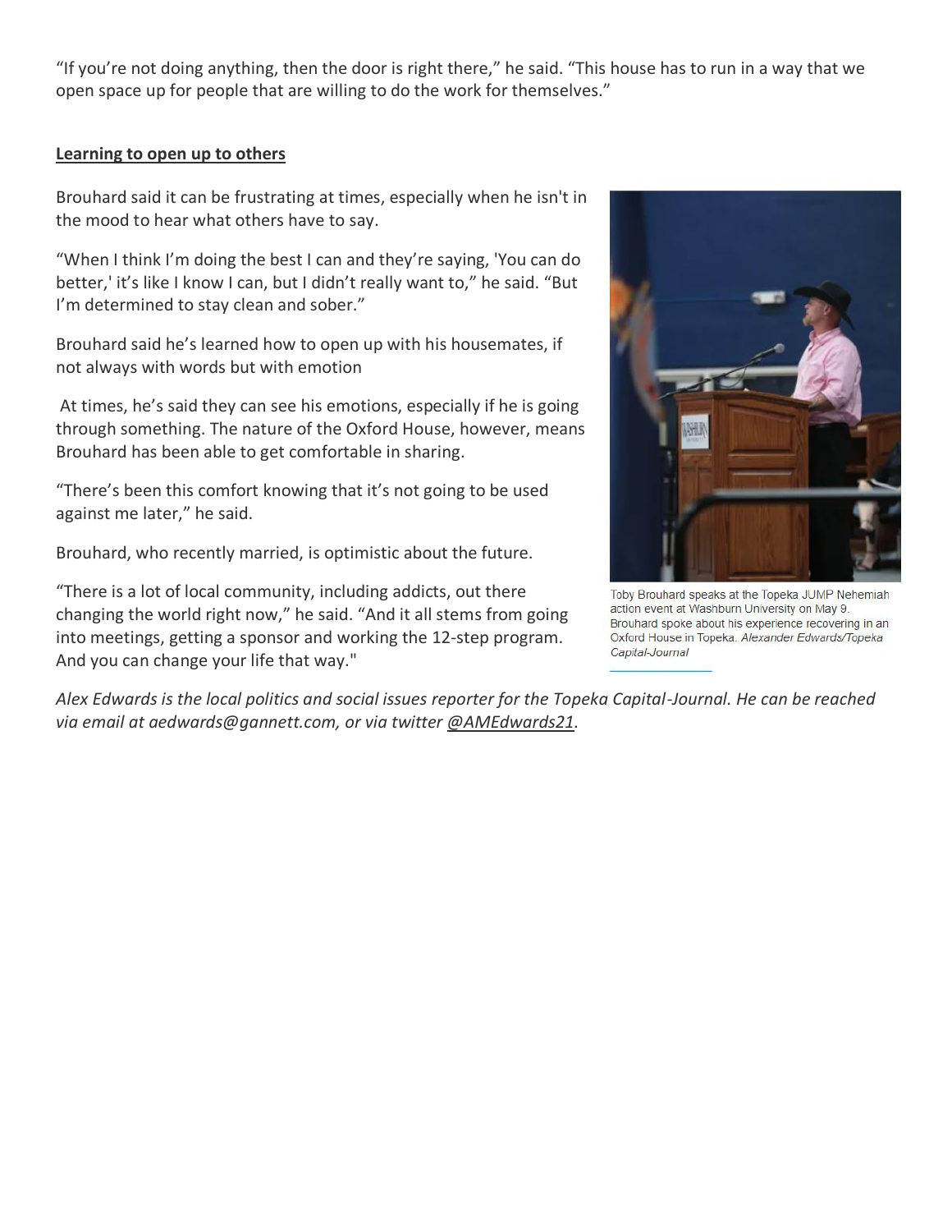“If you’re not doing anything, then the door is right there,” he said. “This house has to run in a way that we open space up for people that are willing to do the work for themselves.”

## Learning to open up to others

Brouhard said it can be frustrating at times, especially when he isn't in the mood to hear what others have to say.

“When I think I’m doing the best I can and they’re saying, 'You can do better,' it’s like I know I can, but I didn’t really want to,” he said. “But I’m determined to stay clean and sober.”

Brouhard said he’s learned how to open up with his housemates, if not always with words but with emotion

At times, he’s said they can see his emotions, especially if he is going through something. The nature of the Oxford House, however, means Brouhard has been able to get comfortable in sharing.

“There’s been this comfort knowing that it’s not going to be used against me later,” he said.

Brouhard, who recently married, is optimistic about the future.

“There is a lot of local community, including addicts, out there changing the world right now,” he said. “And it all stems from going into meetings, getting a sponsor and working the 12-step program. And you can change your life that way."

Toby Brouhard speaks at the Topeka JUMP Nehemiah action event at Washburn University on May 9. Brouhard spoke about his experience recovering in an Oxford House in Topeka. *Alexander Edwards/Topeka Capital-Journal*

*Alex Edwards is the local politics and social issues reporter for the Topeka Capital-Journal. He can be reached via email at aedwards@gannett.com, or via twitter @AMEdwards21.*